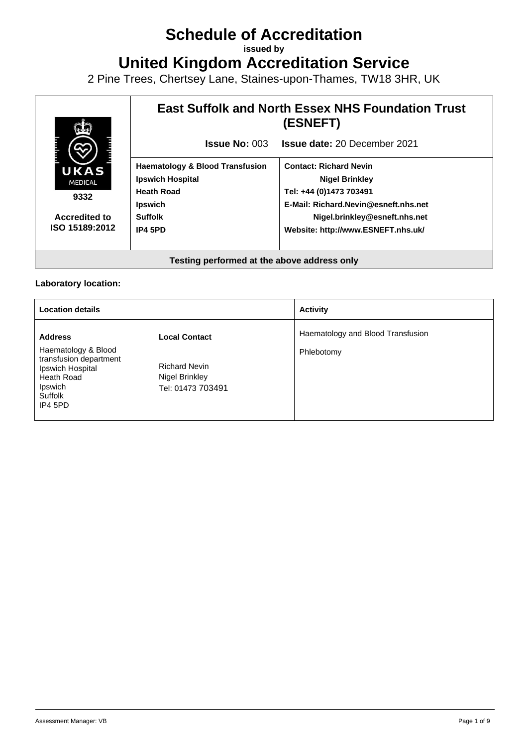# Schedule of Accreditation

**issued by**

# United Kingdom Accreditation Service

2 Pine Trees, Chertsey Lane, Staines-upon-Thames, TW18 3HR, UK

| UKAS MEDICAL 9332 Accredited to ISO 15189:2012 | **East Suffolk and North Essex NHS Foundation Trust (ESNEFT)** | |
|---|---|---|
| | **Issue No:** 003 | **Issue date:** 20 December 2021 |
| | **Haematology & Blood Transfusion**<br>**Ipswich Hospital**<br>**Heath Road**<br>**Ipswich**<br>**Suffolk**<br>**IP4 5PD** | **Contact: Richard Nevin**<br>**Nigel Brinkley**<br>**Tel: +44 (0)1473 703491**<br>**E-Mail: Richard.Nevin@esneft.nhs.net**<br>**Nigel.brinkley@esneft.nhs.net**<br>**Website: http://www.ESNEFT.nhs.uk/** |
| **Testing performed at the above address only** | | |

**Laboratory location:**

| Location details | | Activity |
|---|---|---|
| **Address**<br>Haematology & Blood transfusion department<br>Ipswich Hospital<br>Heath Road<br>Ipswich<br>Suffolk<br>IP4 5PD | **Local Contact**<br><br>Richard Nevin<br>Nigel Brinkley<br>Tel: 01473 703491 | Haematology and Blood Transfusion<br><br>Phlebotomy |

Assessment Manager: VB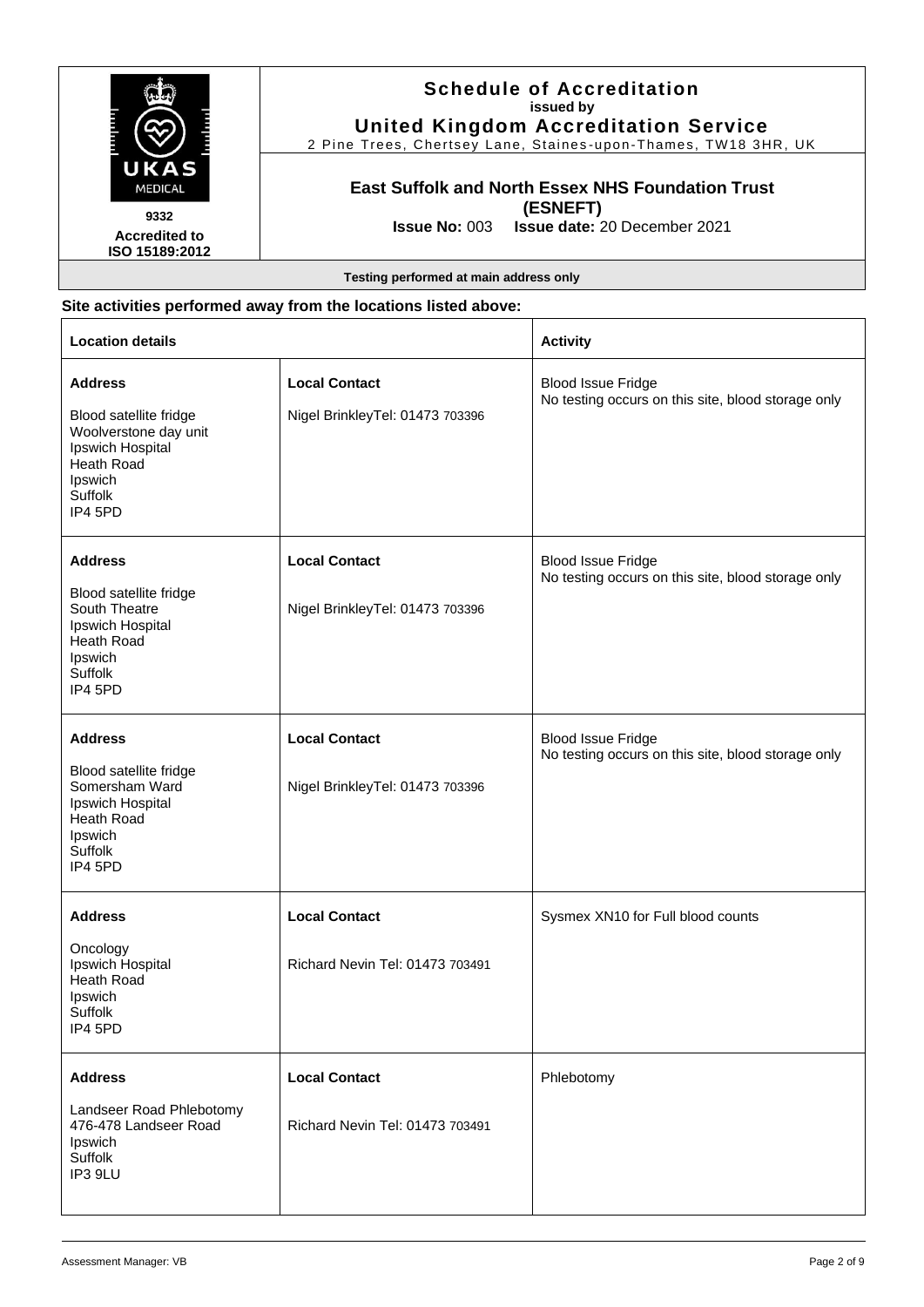**Schedule of Accreditation**
**issued by**
**United Kingdom Accreditation Service**
2 Pine Trees, Chertsey Lane, Staines-upon-Thames, TW18 3HR, UK

UKAS MEDICAL

9332
**Accredited to ISO 15189:2012**

**East Suffolk and North Essex NHS Foundation Trust (ESNEFT)**

**Issue No:** 003 **Issue date:** 20 December 2021

**Testing performed at main address only**

**Site activities performed away from the locations listed above:**

| **Location details** | | **Activity** |
|---|---|---|
| **Address**<br><br>Blood satellite fridge<br>Woolverstone day unit<br>Ipswich Hospital<br>Heath Road<br>Ipswich<br>Suffolk<br>IP4 5PD | **Local Contact**<br><br>Nigel BrinkleyTel: 01473 703396 | Blood Issue Fridge<br>No testing occurs on this site, blood storage only |
| **Address**<br><br>Blood satellite fridge<br>South Theatre<br>Ipswich Hospital<br>Heath Road<br>Ipswich<br>Suffolk<br>IP4 5PD | **Local Contact**<br><br>Nigel BrinkleyTel: 01473 703396 | Blood Issue Fridge<br>No testing occurs on this site, blood storage only |
| **Address**<br><br>Blood satellite fridge<br>Somersham Ward<br>Ipswich Hospital<br>Heath Road<br>Ipswich<br>Suffolk<br>IP4 5PD | **Local Contact**<br><br>Nigel BrinkleyTel: 01473 703396 | Blood Issue Fridge<br>No testing occurs on this site, blood storage only |
| **Address**<br><br>Oncology<br>Ipswich Hospital<br>Heath Road<br>Ipswich<br>Suffolk<br>IP4 5PD | **Local Contact**<br><br>Richard Nevin Tel: 01473 703491 | Sysmex XN10 for Full blood counts |
| **Address**<br><br>Landseer Road Phlebotomy<br>476-478 Landseer Road<br>Ipswich<br>Suffolk<br>IP3 9LU | **Local Contact**<br><br>Richard Nevin Tel: 01473 703491 | Phlebotomy |

Assessment Manager: VB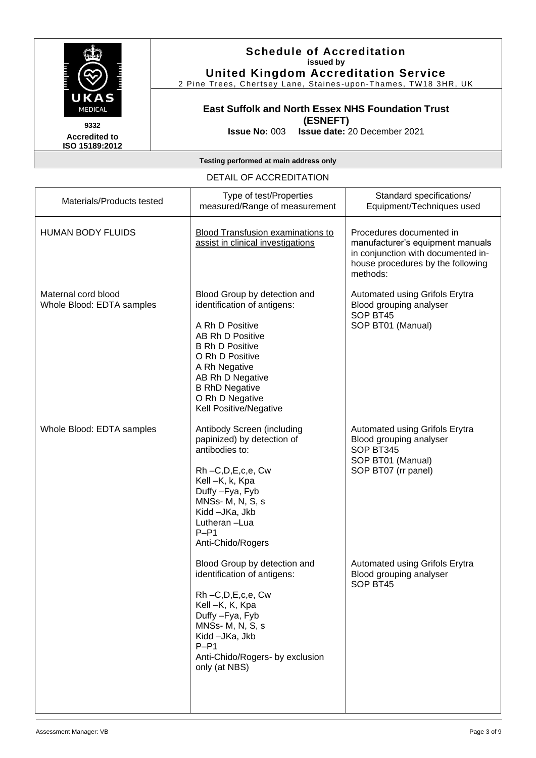# Schedule of Accreditation

**issued by**

**United Kingdom Accreditation Service**

2 Pine Trees, Chertsey Lane, Staines-upon-Thames, TW18 3HR, UK

**9332**

**Accredited to ISO 15189:2012**

**East Suffolk and North Essex NHS Foundation Trust (ESNEFT)**

**Issue No:** 003 **Issue date:** 20 December 2021

**Testing performed at main address only**

## DETAIL OF ACCREDITATION

| Materials/Products tested | Type of test/Properties measured/Range of measurement | Standard specifications/ Equipment/Techniques used |
|---|---|---|
| HUMAN BODY FLUIDS | Blood Transfusion examinations to assist in clinical investigations | Procedures documented in manufacturer's equipment manuals in conjunction with documented in-house procedures by the following methods: |
| Maternal cord blood<br>Whole Blood: EDTA samples | Blood Group by detection and identification of antigens:<br><br>A Rh D Positive<br>AB Rh D Positive<br>B Rh D Positive<br>O Rh D Positive<br>A Rh Negative<br>AB Rh D Negative<br>B RhD Negative<br>O Rh D Negative<br>Kell Positive/Negative | Automated using Grifols Erytra Blood grouping analyser<br>SOP BT45<br>SOP BT01 (Manual) |
| Whole Blood: EDTA samples | Antibody Screen (including papinized) by detection of antibodies to:<br><br>Rh –C,D,E,c,e, Cw<br>Kell –K, k, Kpa<br>Duffy –Fya, Fyb<br>MNSs- M, N, S, s<br>Kidd –JKa, Jkb<br>Lutheran –Lua<br>P–P1<br>Anti-Chido/Rogers | Automated using Grifols Erytra Blood grouping analyser<br>SOP BT345<br>SOP BT01 (Manual)<br>SOP BT07 (rr panel) |
| | Blood Group by detection and identification of antigens:<br><br>Rh –C,D,E,c,e, Cw<br>Kell –K, K, Kpa<br>Duffy –Fya, Fyb<br>MNSs- M, N, S, s<br>Kidd –JKa, Jkb<br>P–P1<br>Anti-Chido/Rogers- by exclusion only (at NBS) | Automated using Grifols Erytra Blood grouping analyser<br>SOP BT45 |

Assessment Manager: VB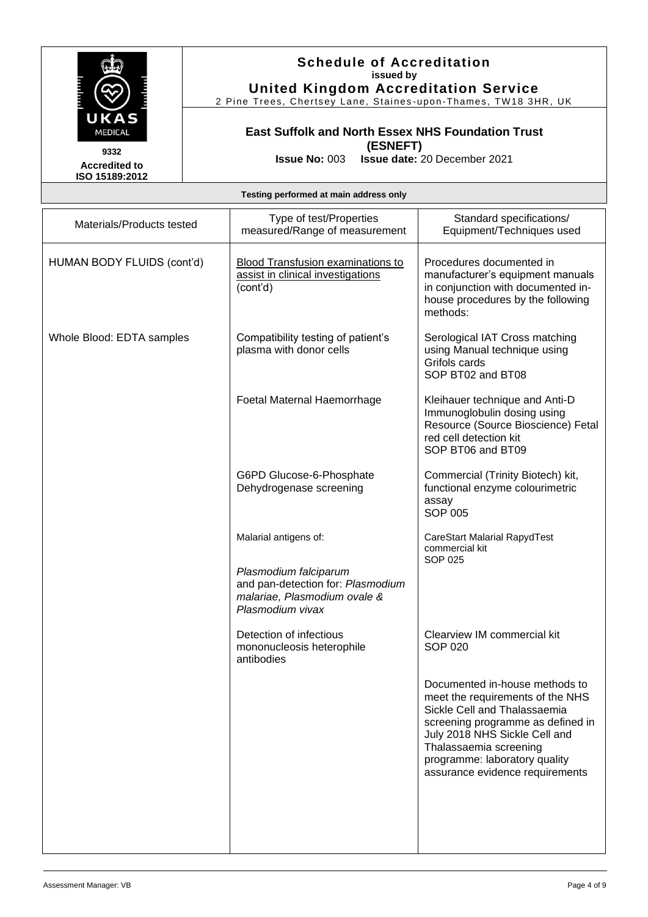# Schedule of Accreditation

**issued by**

**United Kingdom Accreditation Service**

2 Pine Trees, Chertsey Lane, Staines-upon-Thames, TW18 3HR, UK

UKAS MEDICAL

**9332**

**Accredited to ISO 15189:2012**

**East Suffolk and North Essex NHS Foundation Trust (ESNEFT)**

**Issue No:** 003 **Issue date:** 20 December 2021

**Testing performed at main address only**

| Materials/Products tested | Type of test/Properties measured/Range of measurement | Standard specifications/ Equipment/Techniques used |
|---|---|---|
| HUMAN BODY FLUIDS (cont'd) | Blood Transfusion examinations to assist in clinical investigations (cont'd) | Procedures documented in manufacturer's equipment manuals in conjunction with documented in-house procedures by the following methods: |
| Whole Blood: EDTA samples | Compatibility testing of patient's plasma with donor cells | Serological IAT Cross matching using Manual technique using Grifols cards<br>SOP BT02 and BT08 |
| | Foetal Maternal Haemorrhage | Kleihauer technique and Anti-D Immunoglobulin dosing using Resource (Source Bioscience) Fetal red cell detection kit<br>SOP BT06 and BT09 |
| | G6PD Glucose-6-Phosphate Dehydrogenase screening | Commercial (Trinity Biotech) kit, functional enzyme colourimetric assay<br>SOP 005 |
| | Malarial antigens of:<br><br>*Plasmodium falciparum* and pan-detection for: *Plasmodium malariae, Plasmodium ovale & Plasmodium vivax* | CareStart Malarial RapydTest commercial kit<br>SOP 025 |
| | Detection of infectious mononucleosis heterophile antibodies | Clearview IM commercial kit<br>SOP 020 |
| | | Documented in-house methods to meet the requirements of the NHS Sickle Cell and Thalassaemia screening programme as defined in July 2018 NHS Sickle Cell and Thalassaemia screening programme: laboratory quality assurance evidence requirements |

Assessment Manager: VB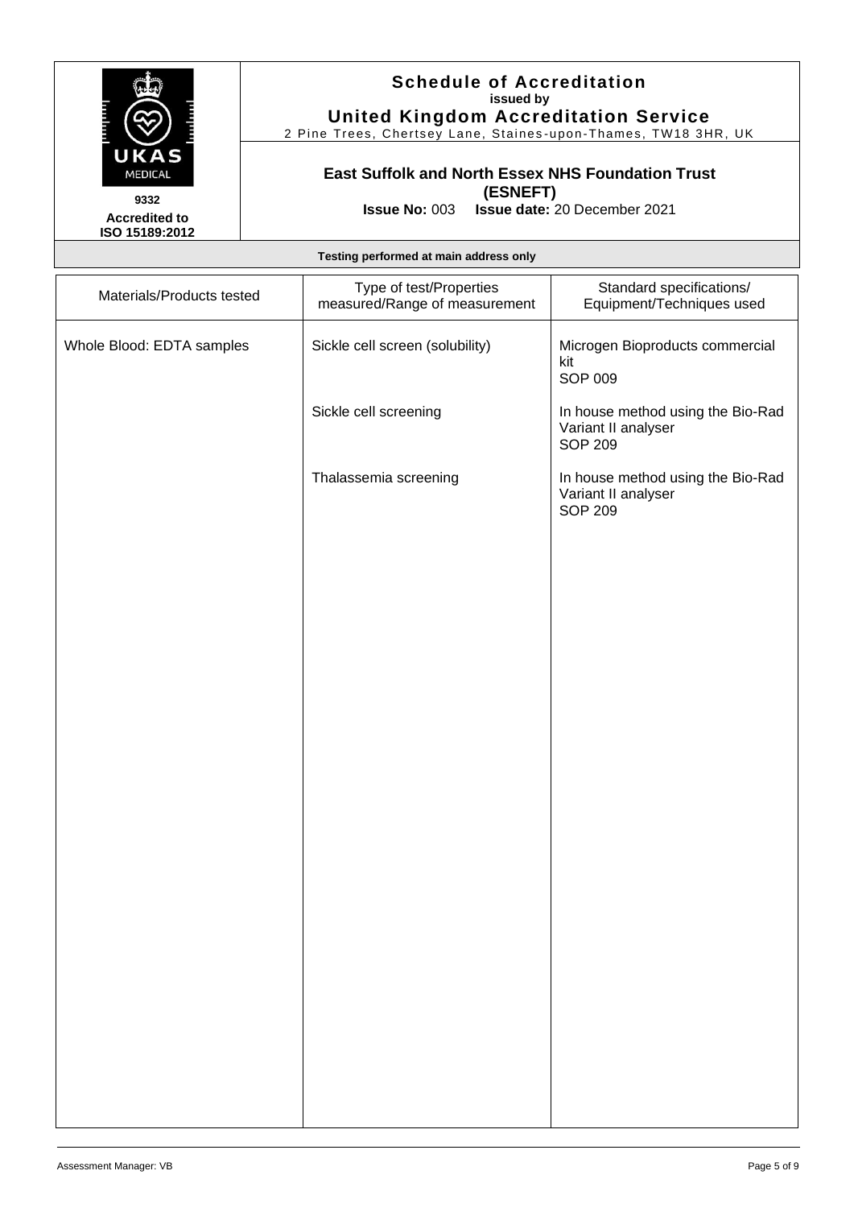**Schedule of Accreditation**
**issued by**
**United Kingdom Accreditation Service**
2 Pine Trees, Chertsey Lane, Staines-upon-Thames, TW18 3HR, UK

UKAS MEDICAL
**9332**
**Accredited to ISO 15189:2012**

**East Suffolk and North Essex NHS Foundation Trust (ESNEFT)**

**Issue No:** 003 **Issue date:** 20 December 2021

**Testing performed at main address only**

| Materials/Products tested | Type of test/Properties measured/Range of measurement | Standard specifications/ Equipment/Techniques used |
|---|---|---|
| Whole Blood: EDTA samples | Sickle cell screen (solubility) | Microgen Bioproducts commercial kit<br>SOP 009 |
| | Sickle cell screening | In house method using the Bio-Rad Variant II analyser<br>SOP 209 |
| | Thalassemia screening | In house method using the Bio-Rad Variant II analyser<br>SOP 209 |

Assessment Manager: VB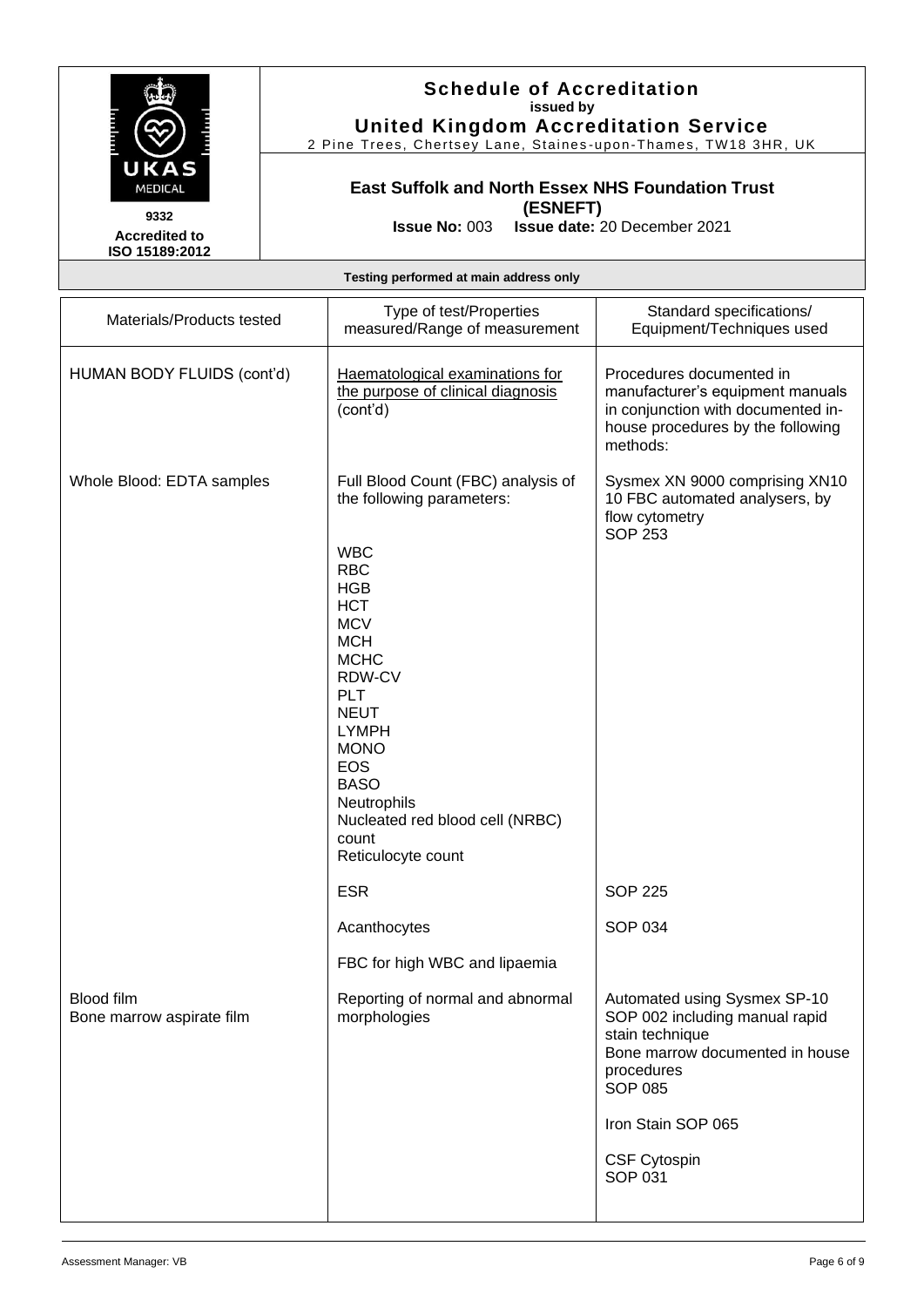**Schedule of Accreditation**
**issued by**
**United Kingdom Accreditation Service**
2 Pine Trees, Chertsey Lane, Staines-upon-Thames, TW18 3HR, UK

UKAS MEDICAL
**9332**
**Accredited to ISO 15189:2012**

**East Suffolk and North Essex NHS Foundation Trust (ESNEFT)**

**Issue No:** 003 **Issue date:** 20 December 2021

**Testing performed at main address only**

| Materials/Products tested | Type of test/Properties measured/Range of measurement | Standard specifications/ Equipment/Techniques used |
|---|---|---|
| HUMAN BODY FLUIDS (cont'd) | Haematological examinations for the purpose of clinical diagnosis (cont'd) | Procedures documented in manufacturer's equipment manuals in conjunction with documented in-house procedures by the following methods: |
| Whole Blood: EDTA samples | Full Blood Count (FBC) analysis of the following parameters:<br><br>WBC<br>RBC<br>HGB<br>HCT<br>MCV<br>MCH<br>MCHC<br>RDW-CV<br>PLT<br>NEUT<br>LYMPH<br>MONO<br>EOS<br>BASO<br>Neutrophils<br>Nucleated red blood cell (NRBC) count<br>Reticulocyte count | Sysmex XN 9000 comprising XN10 10 FBC automated analysers, by flow cytometry<br>SOP 253 |
| | ESR | SOP 225 |
| | Acanthocytes | SOP 034 |
| | FBC for high WBC and lipaemia | |
| Blood film<br>Bone marrow aspirate film | Reporting of normal and abnormal morphologies | Automated using Sysmex SP-10<br>SOP 002 including manual rapid stain technique<br>Bone marrow documented in house procedures<br>SOP 085<br><br>Iron Stain SOP 065<br><br>CSF Cytospin<br>SOP 031 |

Assessment Manager: VB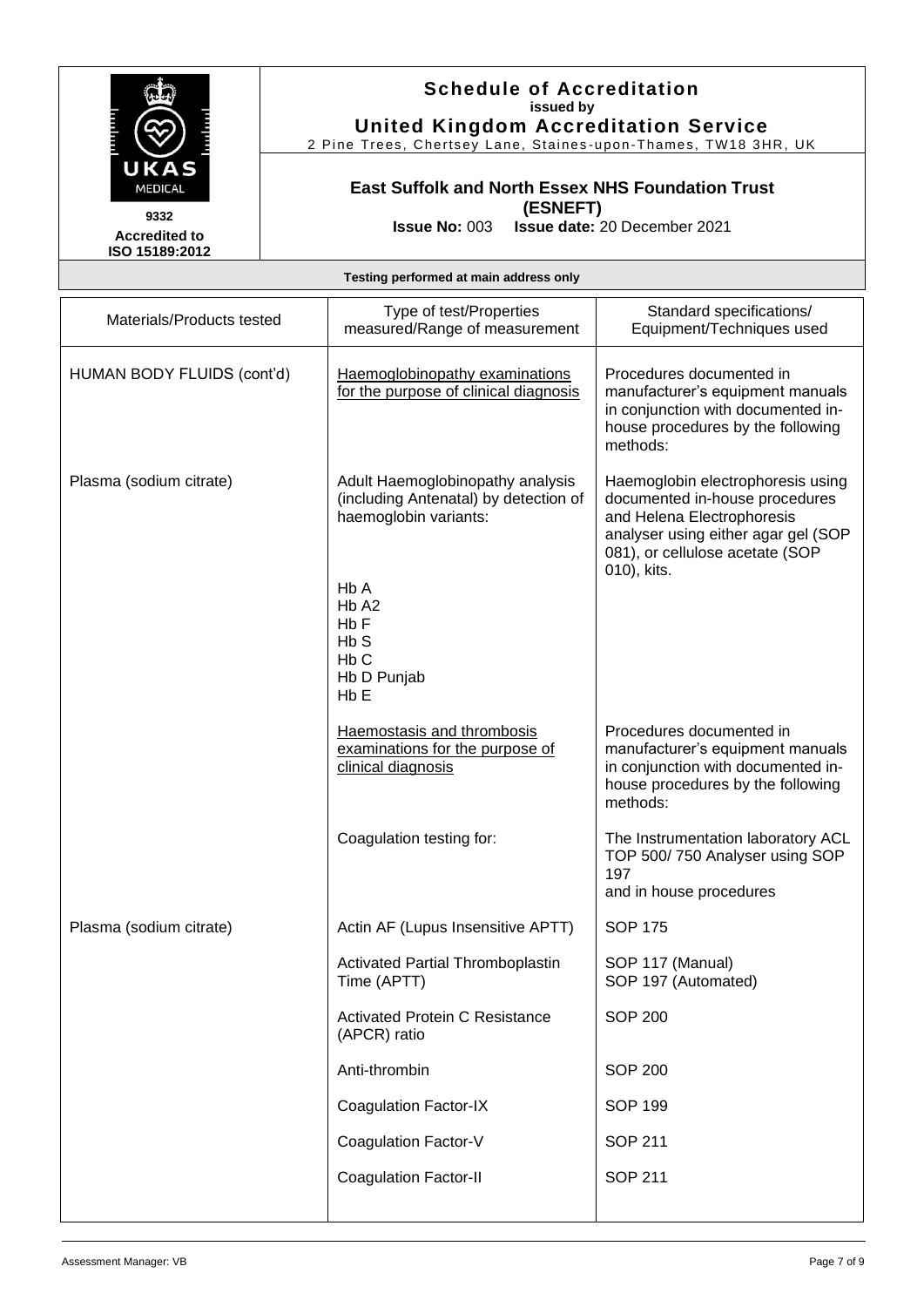**Schedule of Accreditation**
**issued by**
**United Kingdom Accreditation Service**
2 Pine Trees, Chertsey Lane, Staines-upon-Thames, TW18 3HR, UK

9332
**Accredited to ISO 15189:2012**

**East Suffolk and North Essex NHS Foundation Trust (ESNEFT)**

**Issue No:** 003 **Issue date:** 20 December 2021

**Testing performed at main address only**

| Materials/Products tested | Type of test/Properties measured/Range of measurement | Standard specifications/ Equipment/Techniques used |
|---|---|---|
| HUMAN BODY FLUIDS (cont'd) | Haemoglobinopathy examinations for the purpose of clinical diagnosis | Procedures documented in manufacturer's equipment manuals in conjunction with documented in-house procedures by the following methods: |
| Plasma (sodium citrate) | Adult Haemoglobinopathy analysis (including Antenatal) by detection of haemoglobin variants:<br><br>Hb A<br>Hb A2<br>Hb F<br>Hb S<br>Hb C<br>Hb D Punjab<br>Hb E | Haemoglobin electrophoresis using documented in-house procedures and Helena Electrophoresis analyser using either agar gel (SOP 081), or cellulose acetate (SOP 010), kits. |
| | Haemostasis and thrombosis examinations for the purpose of clinical diagnosis | Procedures documented in manufacturer's equipment manuals in conjunction with documented in-house procedures by the following methods: |
| | Coagulation testing for: | The Instrumentation laboratory ACL TOP 500/ 750 Analyser using SOP 197<br>and in house procedures |
| Plasma (sodium citrate) | Actin AF (Lupus Insensitive APTT) | SOP 175 |
| | Activated Partial Thromboplastin Time (APTT) | SOP 117 (Manual)<br>SOP 197 (Automated) |
| | Activated Protein C Resistance (APCR) ratio | SOP 200 |
| | Anti-thrombin | SOP 200 |
| | Coagulation Factor-IX | SOP 199 |
| | Coagulation Factor-V | SOP 211 |
| | Coagulation Factor-II | SOP 211 |

Assessment Manager: VB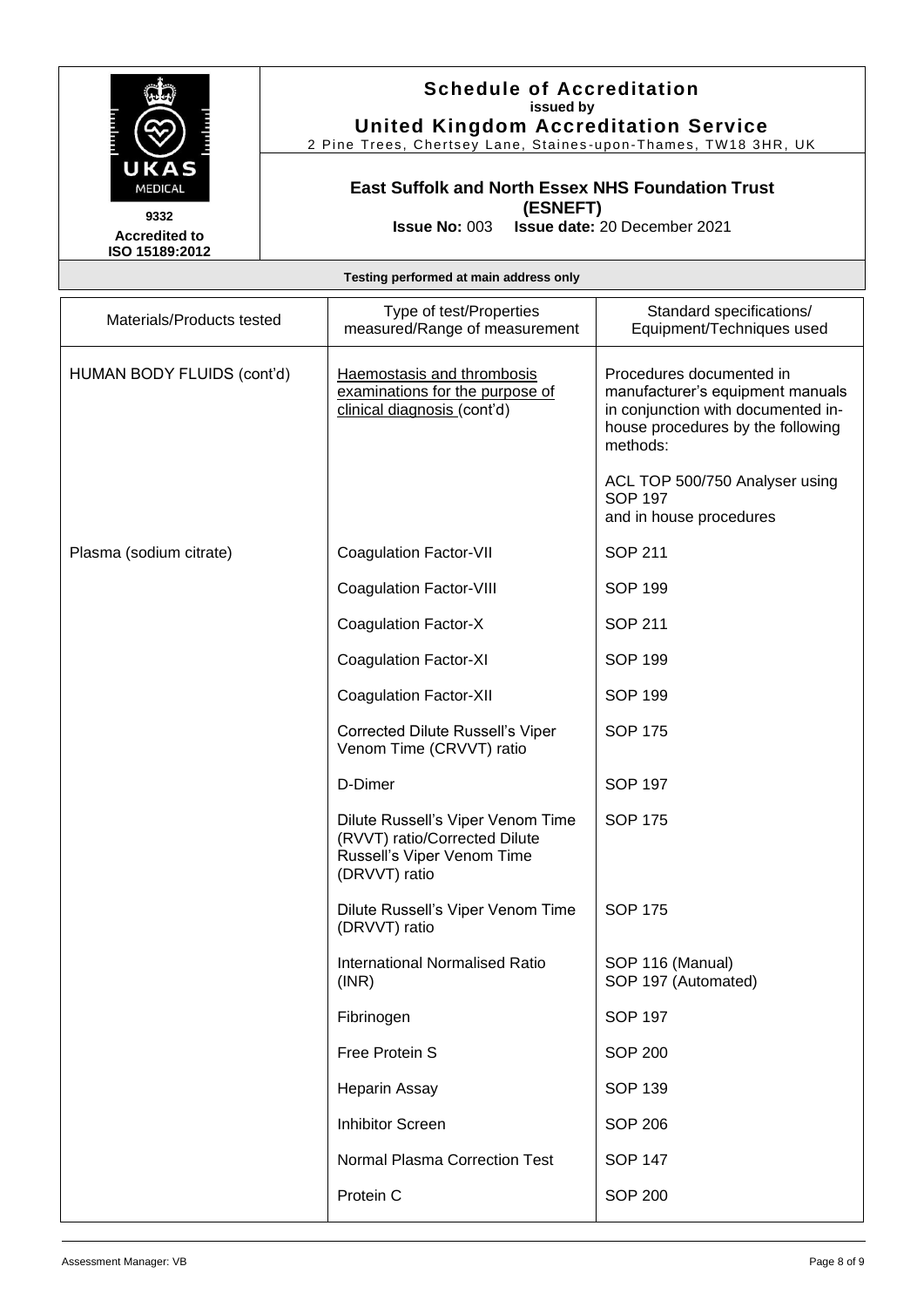**Schedule of Accreditation**
**issued by**
**United Kingdom Accreditation Service**
2 Pine Trees, Chertsey Lane, Staines-upon-Thames, TW18 3HR, UK

UKAS MEDICAL
**9332**
**Accredited to ISO 15189:2012**

**East Suffolk and North Essex NHS Foundation Trust (ESNEFT)**

**Issue No:** 003 **Issue date:** 20 December 2021

**Testing performed at main address only**

| Materials/Products tested | Type of test/Properties measured/Range of measurement | Standard specifications/ Equipment/Techniques used |
|---|---|---|
| HUMAN BODY FLUIDS (cont'd) | Haemostasis and thrombosis examinations for the purpose of clinical diagnosis (cont'd) | Procedures documented in manufacturer's equipment manuals in conjunction with documented in-house procedures by the following methods: |
| | | ACL TOP 500/750 Analyser using SOP 197 and in house procedures |
| Plasma (sodium citrate) | Coagulation Factor-VII | SOP 211 |
| | Coagulation Factor-VIII | SOP 199 |
| | Coagulation Factor-X | SOP 211 |
| | Coagulation Factor-XI | SOP 199 |
| | Coagulation Factor-XII | SOP 199 |
| | Corrected Dilute Russell's Viper Venom Time (CRVVT) ratio | SOP 175 |
| | D-Dimer | SOP 197 |
| | Dilute Russell's Viper Venom Time (RVVT) ratio/Corrected Dilute Russell's Viper Venom Time (DRVVT) ratio | SOP 175 |
| | Dilute Russell's Viper Venom Time (DRVVT) ratio | SOP 175 |
| | International Normalised Ratio (INR) | SOP 116 (Manual)<br>SOP 197 (Automated) |
| | Fibrinogen | SOP 197 |
| | Free Protein S | SOP 200 |
| | Heparin Assay | SOP 139 |
| | Inhibitor Screen | SOP 206 |
| | Normal Plasma Correction Test | SOP 147 |
| | Protein C | SOP 200 |

Assessment Manager: VB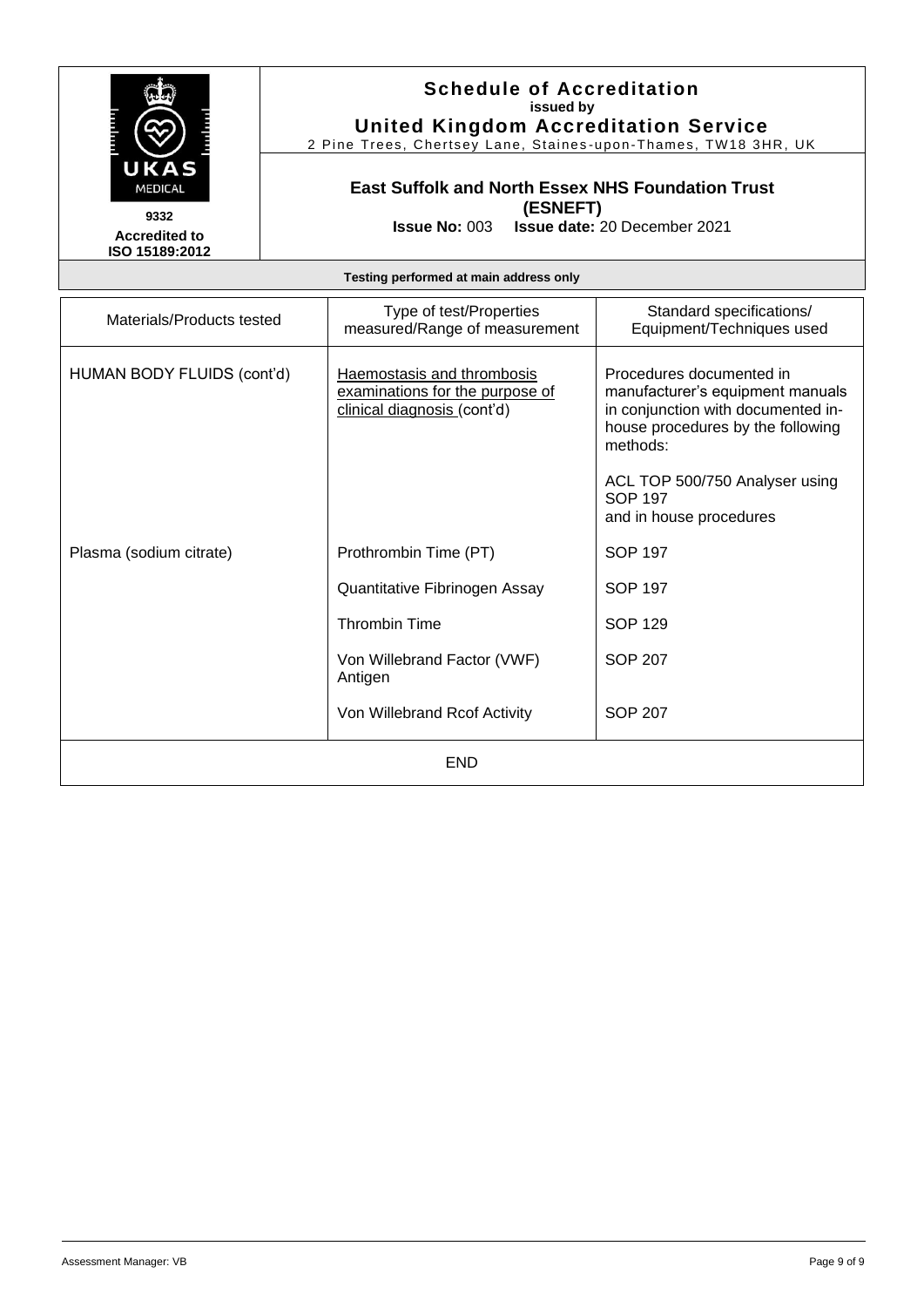**Schedule of Accreditation**
**issued by**
**United Kingdom Accreditation Service**
2 Pine Trees, Chertsey Lane, Staines-upon-Thames, TW18 3HR, UK

UKAS MEDICAL
**9332**
**Accredited to ISO 15189:2012**

**East Suffolk and North Essex NHS Foundation Trust (ESNEFT)**

**Issue No:** 003 **Issue date:** 20 December 2021

**Testing performed at main address only**

| Materials/Products tested | Type of test/Properties measured/Range of measurement | Standard specifications/ Equipment/Techniques used |
|---|---|---|
| HUMAN BODY FLUIDS (cont'd) | Haemostasis and thrombosis examinations for the purpose of clinical diagnosis (cont'd) | Procedures documented in manufacturer's equipment manuals in conjunction with documented in-house procedures by the following methods:<br><br>ACL TOP 500/750 Analyser using SOP 197 and in house procedures |
| Plasma (sodium citrate) | Prothrombin Time (PT) | SOP 197 |
| | Quantitative Fibrinogen Assay | SOP 197 |
| | Thrombin Time | SOP 129 |
| | Von Willebrand Factor (VWF) Antigen | SOP 207 |
| | Von Willebrand Rcof Activity | SOP 207 |

END

Assessment Manager: VB